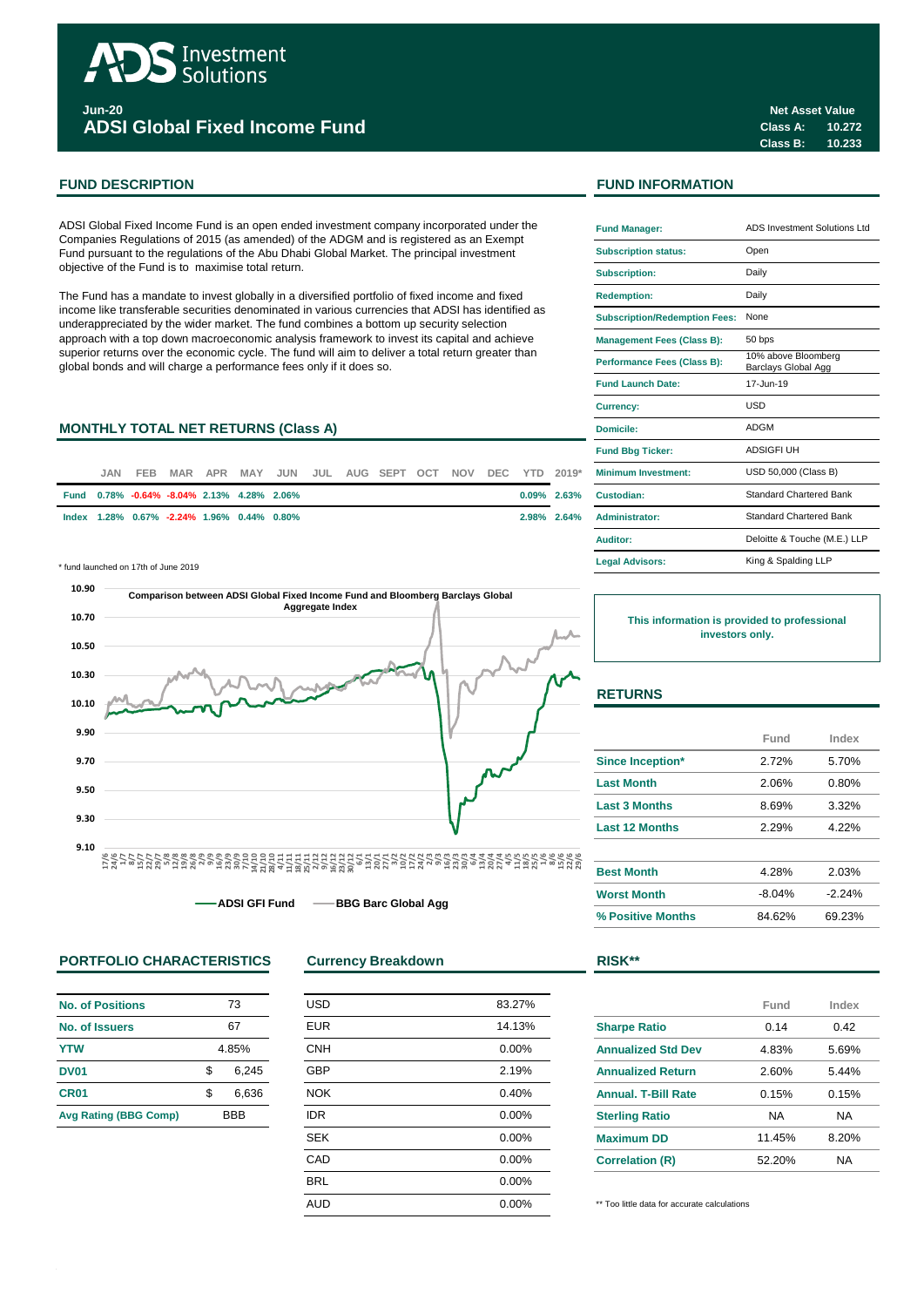# ADS Investment Solutions

**Jun-20**

## ADSI Global Fixed Income Fund

| Net Asset Value | |
|---|---|
| Class A: | 10.272 |
| Class B: | 10.233 |

## FUND DESCRIPTION

ADSI Global Fixed Income Fund is an open ended investment company incorporated under the Companies Regulations of 2015 (as amended) of the ADGM and is registered as an Exempt Fund pursuant to the regulations of the Abu Dhabi Global Market. The principal investment objective of the Fund is to maximise total return.

The Fund has a mandate to invest globally in a diversified portfolio of fixed income and fixed income like transferable securities denominated in various currencies that ADSI has identified as underappreciated by the wider market. The fund combines a bottom up security selection approach with a top down macroeconomic analysis framework to invest its capital and achieve superior returns over the economic cycle. The fund will aim to deliver a total return greater than global bonds and will charge a performance fees only if it does so.

## MONTHLY TOTAL NET RETURNS (Class A)

| | JAN | FEB | MAR | APR | MAY | JUN | JUL | AUG | SEPT | OCT | NOV | DEC | YTD | 2019* |
|---|---|---|---|---|---|---|---|---|---|---|---|---|---|---|
| Fund | 0.78% | -0.64% | -8.04% | 2.13% | 4.28% | 2.06% | | | | | | | 0.09% | 2.63% |
| Index | 1.28% | 0.67% | -2.24% | 1.96% | 0.44% | 0.80% | | | | | | | 2.98% | 2.64% |

\* fund launched on 17th of June 2019

**Comparison between ADSI Global Fixed Income Fund and Bloomberg Barclays Global Aggregate Index**

ADSI GFI Fund — BBG Barc Global Agg

## FUND INFORMATION

| | |
|---|---|
| Fund Manager: | ADS Investment Solutions Ltd |
| Subscription status: | Open |
| Subscription: | Daily |
| Redemption: | Daily |
| Subscription/Redemption Fees: | None |
| Management Fees (Class B): | 50 bps |
| Performance Fees (Class B): | 10% above Bloomberg Barclays Global Agg |
| Fund Launch Date: | 17-Jun-19 |
| Currency: | USD |
| Domicile: | ADGM |
| Fund Bbg Ticker: | ADSIGFI UH |
| Minimum Investment: | USD 50,000 (Class B) |
| Custodian: | Standard Chartered Bank |
| Administrator: | Standard Chartered Bank |
| Auditor: | Deloitte & Touche (M.E.) LLP |
| Legal Advisors: | King & Spalding LLP |

**This information is provided to professional investors only.**

## RETURNS

| | Fund | Index |
|---|---|---|
| Since Inception* | 2.72% | 5.70% |
| Last Month | 2.06% | 0.80% |
| Last 3 Months | 8.69% | 3.32% |
| Last 12 Months | 2.29% | 4.22% |
| Best Month | 4.28% | 2.03% |
| Worst Month | -8.04% | -2.24% |
| % Positive Months | 84.62% | 69.23% |

## PORTFOLIO CHARACTERISTICS

| | |
|---|---|
| No. of Positions | 73 |
| No. of Issuers | 67 |
| YTW | 4.85% |
| DV01 | $ 6,245 |
| CR01 | $ 6,636 |
| Avg Rating (BBG Comp) | BBB |

## Currency Breakdown

| | |
|---|---|
| USD | 83.27% |
| EUR | 14.13% |
| CNH | 0.00% |
| GBP | 2.19% |
| NOK | 0.40% |
| IDR | 0.00% |
| SEK | 0.00% |
| CAD | 0.00% |
| BRL | 0.00% |
| AUD | 0.00% |

## RISK**

| | Fund | Index |
|---|---|---|
| Sharpe Ratio | 0.14 | 0.42 |
| Annualized Std Dev | 4.83% | 5.69% |
| Annualized Return | 2.60% | 5.44% |
| Annual. T-Bill Rate | 0.15% | 0.15% |
| Sterling Ratio | NA | NA |
| Maximum DD | 11.45% | 8.20% |
| Correlation (R) | 52.20% | NA |

** Too little data for accurate calculations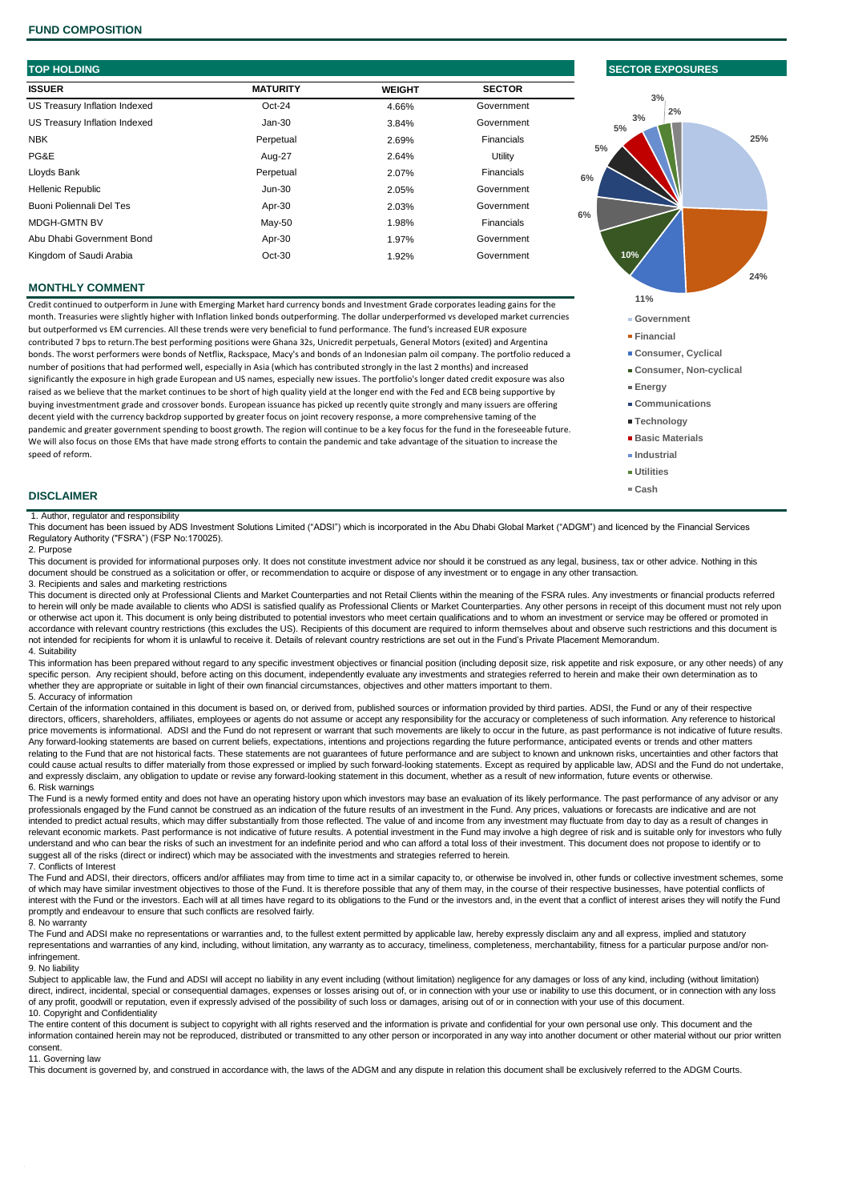## FUND COMPOSITION

### TOP HOLDING

| ISSUER | MATURITY | WEIGHT | SECTOR |
|---|---|---|---|
| US Treasury Inflation Indexed | Oct-24 | 4.66% | Government |
| US Treasury Inflation Indexed | Jan-30 | 3.84% | Government |
| NBK | Perpetual | 2.69% | Financials |
| PG&E | Aug-27 | 2.64% | Utility |
| Lloyds Bank | Perpetual | 2.07% | Financials |
| Hellenic Republic | Jun-30 | 2.05% | Government |
| Buoni Poliennali Del Tes | Apr-30 | 2.03% | Government |
| MDGH-GMTN BV | May-50 | 1.98% | Financials |
| Abu Dhabi Government Bond | Apr-30 | 1.97% | Government |
| Kingdom of Saudi Arabia | Oct-30 | 1.92% | Government |

### SECTOR EXPOSURES

25%
24%
11%
10%
6%
6%
5%
5%
3%
3%
2%

Government
Financial
Consumer, Cyclical
Consumer, Non-cyclical
Energy
Communications
Technology
Basic Materials
Industrial
Utilities
Cash

### MONTHLY COMMENT

Credit continued to outperform in June with Emerging Market hard currency bonds and Investment Grade corporates leading gains for the month. Treasuries were slightly higher with Inflation linked bonds outperforming. The dollar underperformed vs developed market currencies but outperformed vs EM currencies. All these trends were very beneficial to fund performance. The fund's increased EUR exposure contributed 7 bps to return.The best performing positions were Ghana 32s, Unicredit perpetuals, General Motors (exited) and Argentina bonds. The worst performers were bonds of Netflix, Rackspace, Macy's and bonds of an Indonesian palm oil company. The portfolio reduced a number of positions that had performed well, especially in Asia (which has contributed strongly in the last 2 months) and increased significantly the exposure in high grade European and US names, especially new issues. The portfolio's longer dated credit exposure was also raised as we believe that the market continues to be short of high quality yield at the longer end with the Fed and ECB being supportive by buying investmentment grade and crossover bonds. European issuance has picked up recently quite strongly and many issuers are offering decent yield with the currency backdrop supported by greater focus on joint recovery response, a more comprehensive taming of the pandemic and greater government spending to boost growth. The region will continue to be a key focus for the fund in the foreseeable future. We will also focus on those EMs that have made strong efforts to contain the pandemic and take advantage of the situation to increase the speed of reform.

## DISCLAIMER

1. Author, regulator and responsibility

This document has been issued by ADS Investment Solutions Limited ("ADSI") which is incorporated in the Abu Dhabi Global Market ("ADGM") and licenced by the Financial Services Regulatory Authority ("FSRA") (FSP No:170025).

2. Purpose

This document is provided for informational purposes only. It does not constitute investment advice nor should it be construed as any legal, business, tax or other advice. Nothing in this document should be construed as a solicitation or offer, or recommendation to acquire or dispose of any investment or to engage in any other transaction.

3. Recipients and sales and marketing restrictions

This document is directed only at Professional Clients and Market Counterparties and not Retail Clients within the meaning of the FSRA rules. Any investments or financial products referred to herein will only be made available to clients who ADSI is satisfied qualify as Professional Clients or Market Counterparties. Any other persons in receipt of this document must not rely upon or otherwise act upon it. This document is only being distributed to potential investors who meet certain qualifications and to whom an investment or service may be offered or promoted in accordance with relevant country restrictions (this excludes the US). Recipients of this document are required to inform themselves about and observe such restrictions and this document is not intended for recipients for whom it is unlawful to receive it. Details of relevant country restrictions are set out in the Fund's Private Placement Memorandum.

4. Suitability

This information has been prepared without regard to any specific investment objectives or financial position (including deposit size, risk appetite and risk exposure, or any other needs) of any specific person. Any recipient should, before acting on this document, independently evaluate any investments and strategies referred to herein and make their own determination as to whether they are appropriate or suitable in light of their own financial circumstances, objectives and other matters important to them.

5. Accuracy of information

Certain of the information contained in this document is based on, or derived from, published sources or information provided by third parties. ADSI, the Fund or any of their respective directors, officers, shareholders, affiliates, employees or agents do not assume or accept any responsibility for the accuracy or completeness of such information. Any reference to historical price movements is informational. ADSI and the Fund do not represent or warrant that such movements are likely to occur in the future, as past performance is not indicative of future results. Any forward-looking statements are based on current beliefs, expectations, intentions and projections regarding the future performance, anticipated events or trends and other matters relating to the Fund that are not historical facts. These statements are not guarantees of future performance and are subject to known and unknown risks, uncertainties and other factors that could cause actual results to differ materially from those expressed or implied by such forward-looking statements. Except as required by applicable law, ADSI and the Fund do not undertake, and expressly disclaim, any obligation to update or revise any forward-looking statement in this document, whether as a result of new information, future events or otherwise.

6. Risk warnings

The Fund is a newly formed entity and does not have an operating history upon which investors may base an evaluation of its likely performance. The past performance of any advisor or any professionals engaged by the Fund cannot be construed as an indication of the future results of an investment in the Fund. Any prices, valuations or forecasts are indicative and are not intended to predict actual results, which may differ substantially from those reflected. The value of and income from any investment may fluctuate from day to day as a result of changes in relevant economic markets. Past performance is not indicative of future results. A potential investment in the Fund may involve a high degree of risk and is suitable only for investors who fully understand and who can bear the risks of such an investment for an indefinite period and who can afford a total loss of their investment. This document does not propose to identify or to suggest all of the risks (direct or indirect) which may be associated with the investments and strategies referred to herein.

7. Conflicts of Interest

The Fund and ADSI, their directors, officers and/or affiliates may from time to time act in a similar capacity to, or otherwise be involved in, other funds or collective investment schemes, some of which may have similar investment objectives to those of the Fund. It is therefore possible that any of them may, in the course of their respective businesses, have potential conflicts of interest with the Fund or the investors. Each will at all times have regard to its obligations to the Fund or the investors and, in the event that a conflict of interest arises they will notify the Fund promptly and endeavour to ensure that such conflicts are resolved fairly.

8. No warranty

The Fund and ADSI make no representations or warranties and, to the fullest extent permitted by applicable law, hereby expressly disclaim any and all express, implied and statutory representations and warranties of any kind, including, without limitation, any warranty as to accuracy, timeliness, completeness, merchantability, fitness for a particular purpose and/or non-infringement.

9. No liability

Subject to applicable law, the Fund and ADSI will accept no liability in any event including (without limitation) negligence for any damages or loss of any kind, including (without limitation) direct, indirect, incidental, special or consequential damages, expenses or losses arising out of, or in connection with your use or inability to use this document, or in connection with any loss of any profit, goodwill or reputation, even if expressly advised of the possibility of such loss or damages, arising out of or in connection with your use of this document.

10. Copyright and Confidentiality

The entire content of this document is subject to copyright with all rights reserved and the information is private and confidential for your own personal use only. This document and the information contained herein may not be reproduced, distributed or transmitted to any other person or incorporated in any way into another document or other material without our prior written consent.

11. Governing law

This document is governed by, and construed in accordance with, the laws of the ADGM and any dispute in relation this document shall be exclusively referred to the ADGM Courts.